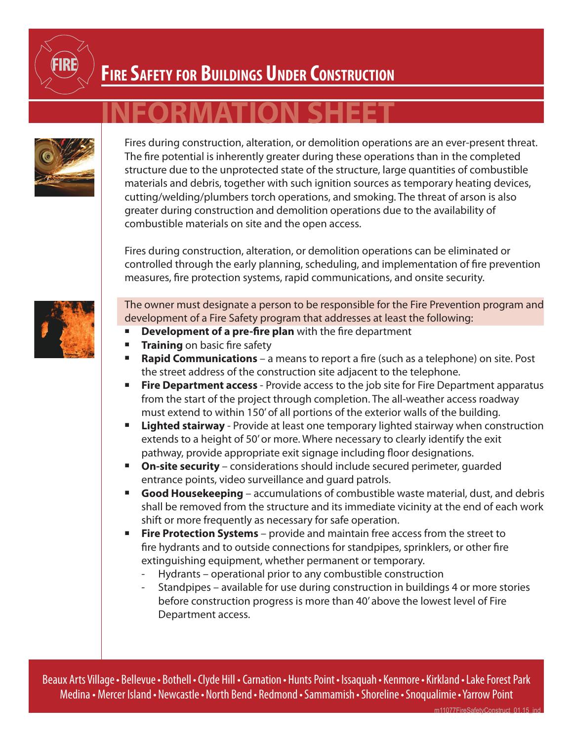# Fire Safety for Buildings Under Construction

## INFORMATION SHEET

Fires during construction, alteration, or demolition operations are an ever-present threat. The fire potential is inherently greater during these operations than in the completed structure due to the unprotected state of the structure, large quantities of combustible materials and debris, together with such ignition sources as temporary heating devices, cutting/welding/plumbers torch operations, and smoking. The threat of arson is also greater during construction and demolition operations due to the availability of combustible materials on site and the open access.

Fires during construction, alteration, or demolition operations can be eliminated or controlled through the early planning, scheduling, and implementation of fire prevention measures, fire protection systems, rapid communications, and onsite security.

The owner must designate a person to be responsible for the Fire Prevention program and development of a Fire Safety program that addresses at least the following:

- **Development of a pre-fire plan** with the fire department
- **Training** on basic fire safety
- **Rapid Communications** – a means to report a fire (such as a telephone) on site. Post the street address of the construction site adjacent to the telephone.
- **Fire Department access** - Provide access to the job site for Fire Department apparatus from the start of the project through completion. The all-weather access roadway must extend to within 150' of all portions of the exterior walls of the building.
- **Lighted stairway** - Provide at least one temporary lighted stairway when construction extends to a height of 50' or more. Where necessary to clearly identify the exit pathway, provide appropriate exit signage including floor designations.
- **On-site security** – considerations should include secured perimeter, guarded entrance points, video surveillance and guard patrols.
- **Good Housekeeping** – accumulations of combustible waste material, dust, and debris shall be removed from the structure and its immediate vicinity at the end of each work shift or more frequently as necessary for safe operation.
- **Fire Protection Systems** – provide and maintain free access from the street to fire hydrants and to outside connections for standpipes, sprinklers, or other fire extinguishing equipment, whether permanent or temporary.
  - Hydrants – operational prior to any combustible construction
  - Standpipes – available for use during construction in buildings 4 or more stories before construction progress is more than 40' above the lowest level of Fire Department access.

Beaux Arts Village • Bellevue • Bothell • Clyde Hill • Carnation • Hunts Point • Issaquah • Kenmore • Kirkland • Lake Forest Park
Medina • Mercer Island • Newcastle • North Bend • Redmond • Sammamish • Shoreline • Snoqualimie • Yarrow Point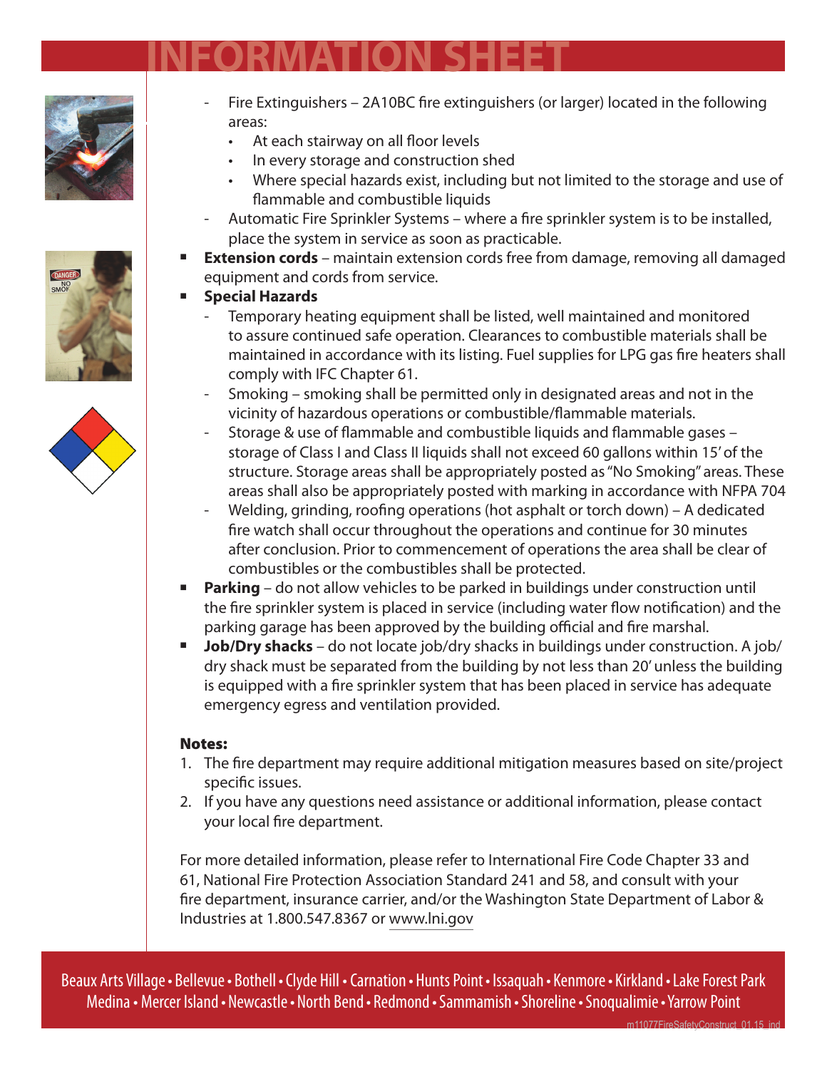# INFORMATION SHEET

  - Fire Extinguishers – 2A10BC fire extinguishers (or larger) located in the following areas:
    - At each stairway on all floor levels
    - In every storage and construction shed
    - Where special hazards exist, including but not limited to the storage and use of flammable and combustible liquids
  - Automatic Fire Sprinkler Systems – where a fire sprinkler system is to be installed, place the system in service as soon as practicable.
- **Extension cords** – maintain extension cords free from damage, removing all damaged equipment and cords from service.
- **Special Hazards**
  - Temporary heating equipment shall be listed, well maintained and monitored to assure continued safe operation. Clearances to combustible materials shall be maintained in accordance with its listing. Fuel supplies for LPG gas fire heaters shall comply with IFC Chapter 61.
  - Smoking – smoking shall be permitted only in designated areas and not in the vicinity of hazardous operations or combustible/flammable materials.
  - Storage & use of flammable and combustible liquids and flammable gases – storage of Class I and Class II liquids shall not exceed 60 gallons within 15' of the structure. Storage areas shall be appropriately posted as "No Smoking" areas. These areas shall also be appropriately posted with marking in accordance with NFPA 704
  - Welding, grinding, roofing operations (hot asphalt or torch down) – A dedicated fire watch shall occur throughout the operations and continue for 30 minutes after conclusion. Prior to commencement of operations the area shall be clear of combustibles or the combustibles shall be protected.
- **Parking** – do not allow vehicles to be parked in buildings under construction until the fire sprinkler system is placed in service (including water flow notification) and the parking garage has been approved by the building official and fire marshal.
- **Job/Dry shacks** – do not locate job/dry shacks in buildings under construction. A job/dry shack must be separated from the building by not less than 20' unless the building is equipped with a fire sprinkler system that has been placed in service has adequate emergency egress and ventilation provided.

**Notes:**

1. The fire department may require additional mitigation measures based on site/project specific issues.
2. If you have any questions need assistance or additional information, please contact your local fire department.

For more detailed information, please refer to International Fire Code Chapter 33 and 61, National Fire Protection Association Standard 241 and 58, and consult with your fire department, insurance carrier, and/or the Washington State Department of Labor & Industries at 1.800.547.8367 or www.lni.gov

Beaux Arts Village • Bellevue • Bothell • Clyde Hill • Carnation • Hunts Point • Issaquah • Kenmore • Kirkland • Lake Forest Park
Medina • Mercer Island • Newcastle • North Bend • Redmond • Sammamish • Shoreline • Snoqualimie • Yarrow Point